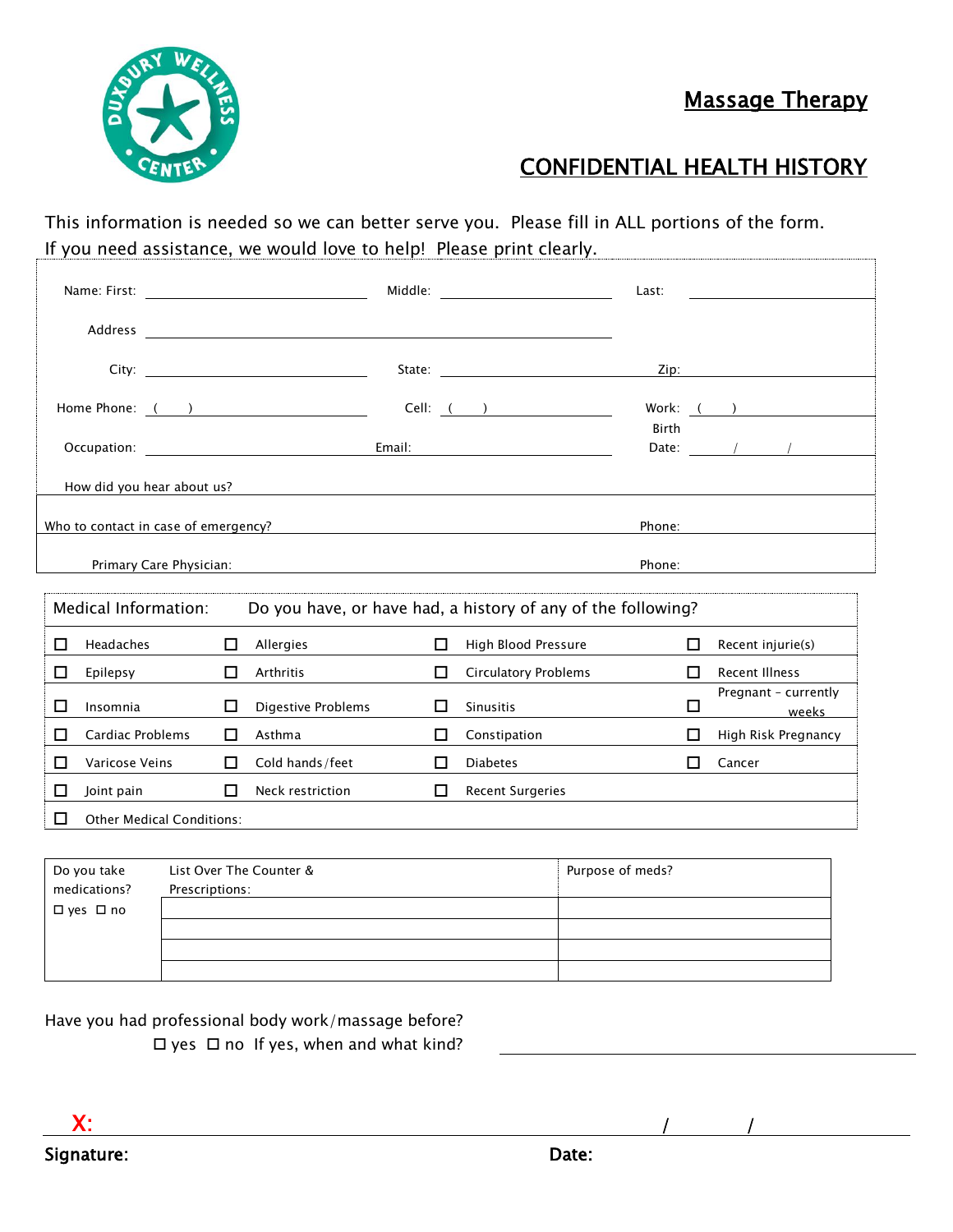# Massage Therapy

## CONFIDENTIAL HEALTH HISTORY

This information is needed so we can better serve you. Please fill in ALL portions of the form. If you need assistance, we would love to help! Please print clearly.

Name: First: ____________ Middle: ____________ Last: ____________

Address ____________________________

City: ____________ State: ____________ Zip: ____________

Home Phone: ( ) ____________ Cell: ( ) ____________ Work: ( ) ____________

Occupation: ____________ Email: ____________ Birth Date: / /

How did you hear about us? ____________________________

Who to contact in case of emergency? ____________ Phone: ____________

Primary Care Physician: ____________ Phone: ____________

| Medical Information: | Do you have, or have had, a history of any of the following? | | |
|---|---|---|---|
| ☐ Headaches | ☐ Allergies | ☐ High Blood Pressure | ☐ Recent injurie(s) |
| ☐ Epilepsy | ☐ Arthritis | ☐ Circulatory Problems | ☐ Recent Illness |
| ☐ Insomnia | ☐ Digestive Problems | ☐ Sinusitis | ☐ Pregnant - currently ___ weeks |
| ☐ Cardiac Problems | ☐ Asthma | ☐ Constipation | ☐ High Risk Pregnancy |
| ☐ Varicose Veins | ☐ Cold hands/feet | ☐ Diabetes | ☐ Cancer |
| ☐ Joint pain | ☐ Neck restriction | ☐ Recent Surgeries | |
| ☐ Other Medical Conditions: | | | |

| Do you take medications? ☐ yes ☐ no | List Over The Counter & Prescriptions: | Purpose of meds? |
|---|---|---|
| | | |
| | | |
| | | |
| | | |

Have you had professional body work/massage before?
☐ yes ☐ no If yes, when and what kind? ____________________________

X: ____________________________ / /

**Signature:** **Date:**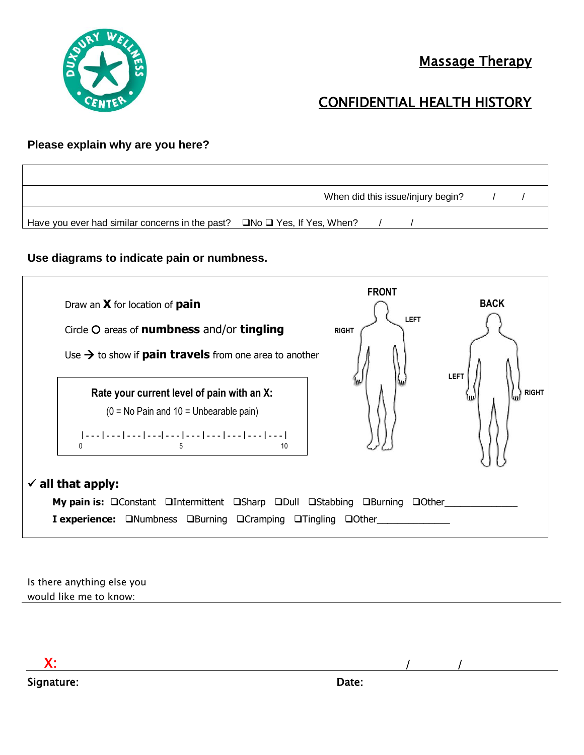Duxbury Wellness Center

# Massage Therapy

# CONFIDENTIAL HEALTH HISTORY

**Please explain why are you here?**

When did this issue/injury begin? / /

Have you ever had similar concerns in the past? ❑No ❑ Yes, If Yes, When? / /

**Use diagrams to indicate pain or numbness.**

Draw an **X** for location of **pain**

Circle O areas of **numbness** and/or **tingling**

Use → to show if **pain travels** from one area to another

FRONT — RIGHT / LEFT

BACK — LEFT / RIGHT

**Rate your current level of pain with an X:**

(0 = No Pain and 10 = Unbearable pain)

|---|---|---|---|---|---|---|---|---|---|

0 5 10

✓ **all that apply:**

**My pain is:** ❑Constant ❑Intermittent ❑Sharp ❑Dull ❑Stabbing ❑Burning ❑Other______________

**I experience:** ❑Numbness ❑Burning ❑Cramping ❑Tingling ❑Other______________

Is there anything else you would like me to know:

X: / /

Signature: Date: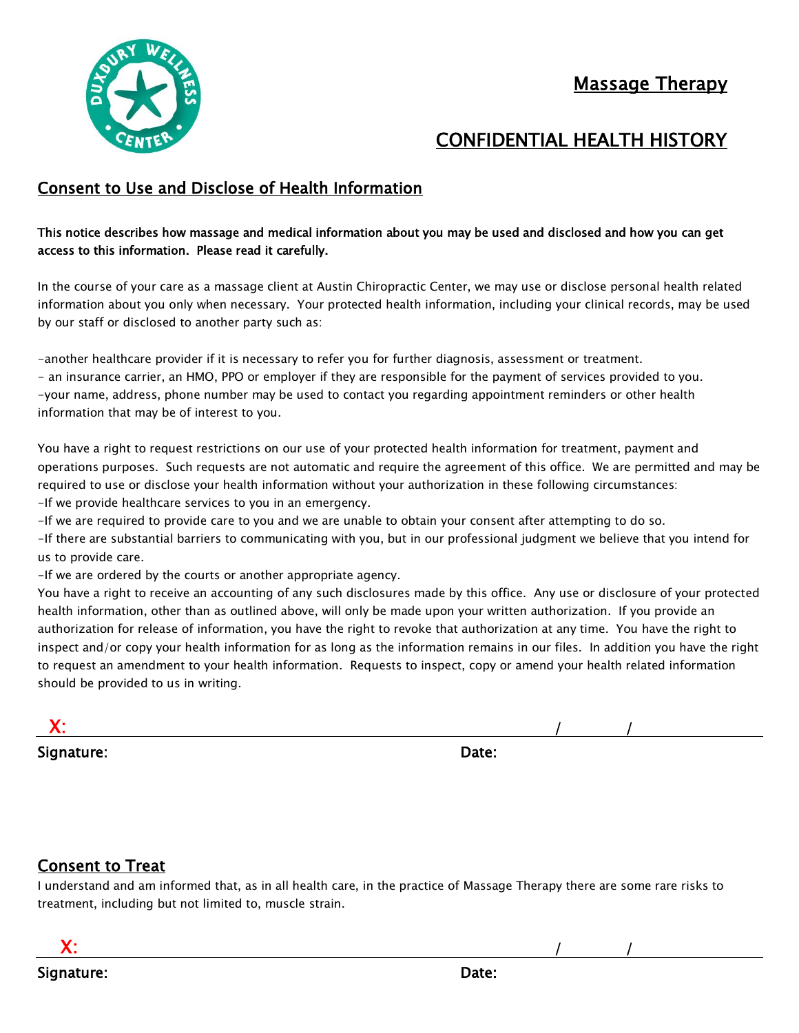# Massage Therapy

# CONFIDENTIAL HEALTH HISTORY

## Consent to Use and Disclose of Health Information

**This notice describes how massage and medical information about you may be used and disclosed and how you can get access to this information. Please read it carefully.**

In the course of your care as a massage client at Austin Chiropractic Center, we may use or disclose personal health related information about you only when necessary. Your protected health information, including your clinical records, may be used by our staff or disclosed to another party such as:

-another healthcare provider if it is necessary to refer you for further diagnosis, assessment or treatment.
- an insurance carrier, an HMO, PPO or employer if they are responsible for the payment of services provided to you.
-your name, address, phone number may be used to contact you regarding appointment reminders or other health information that may be of interest to you.

You have a right to request restrictions on our use of your protected health information for treatment, payment and operations purposes. Such requests are not automatic and require the agreement of this office. We are permitted and may be required to use or disclose your health information without your authorization in these following circumstances:
-If we provide healthcare services to you in an emergency.
-If we are required to provide care to you and we are unable to obtain your consent after attempting to do so.
-If there are substantial barriers to communicating with you, but in our professional judgment we believe that you intend for us to provide care.
-If we are ordered by the courts or another appropriate agency.
You have a right to receive an accounting of any such disclosures made by this office. Any use or disclosure of your protected health information, other than as outlined above, will only be made upon your written authorization. If you provide an authorization for release of information, you have the right to revoke that authorization at any time. You have the right to inspect and/or copy your health information for as long as the information remains in our files. In addition you have the right to request an amendment to your health information. Requests to inspect, copy or amend your health related information should be provided to us in writing.

X: ______________________________________________ / / __________

**Signature:** **Date:**

## Consent to Treat

I understand and am informed that, as in all health care, in the practice of Massage Therapy there are some rare risks to treatment, including but not limited to, muscle strain.

X: ______________________________________________ / / __________

**Signature:** **Date:**